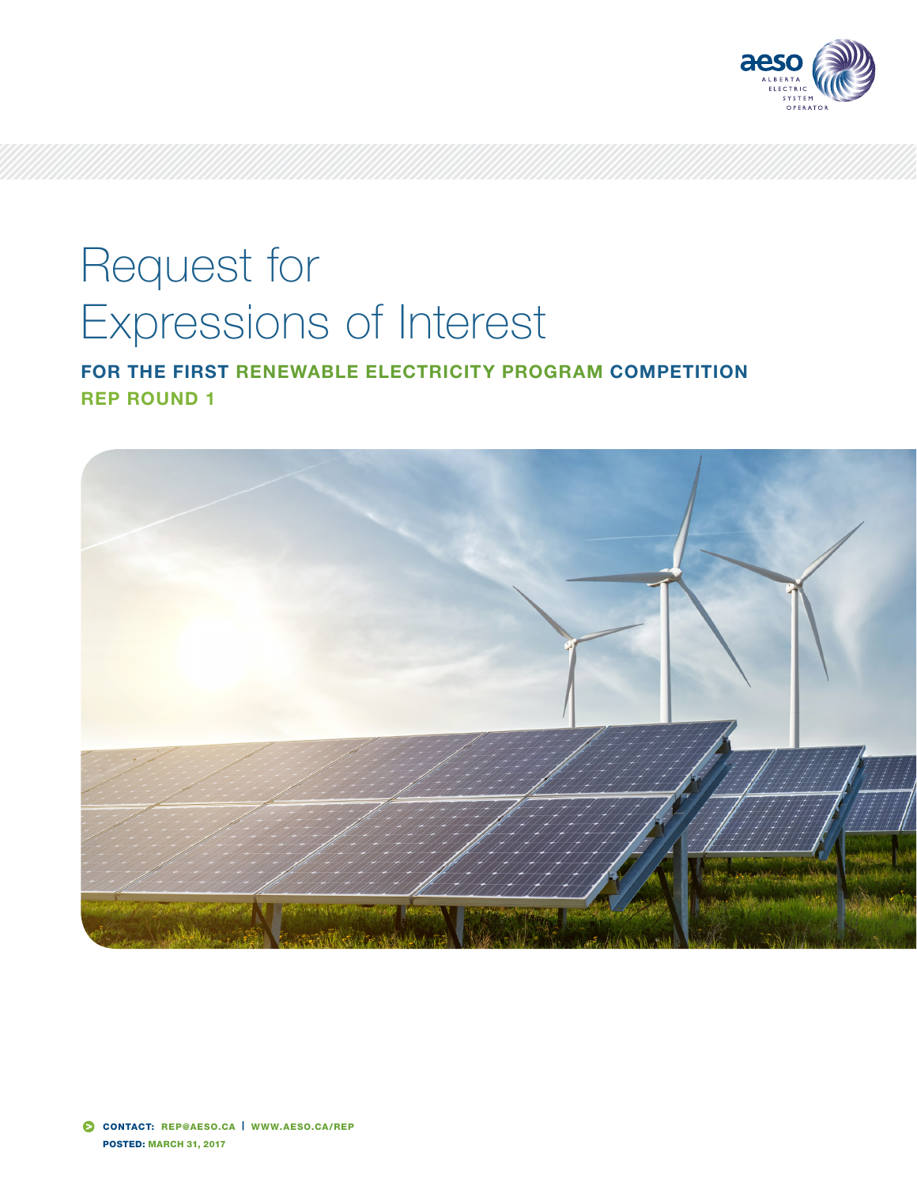aeso
ALBERTA ELECTRIC SYSTEM OPERATOR

# Request for Expressions of Interest

## FOR THE FIRST RENEWABLE ELECTRICITY PROGRAM COMPETITION

## REP ROUND 1

**CONTACT:** REP@AESO.CA | WWW.AESO.CA/REP

**POSTED:** MARCH 31, 2017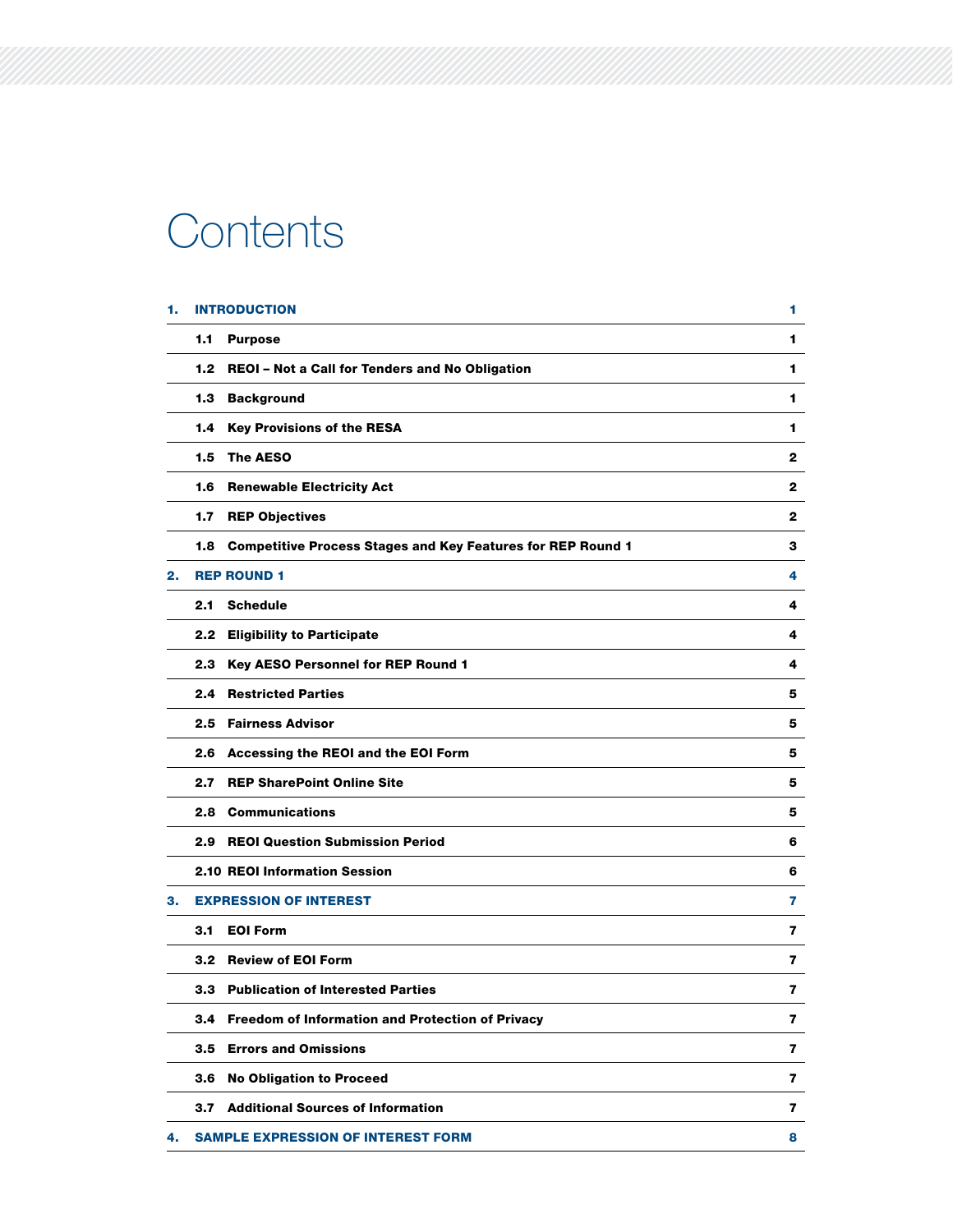# Contents

| | | |
|---|---|---|
| **1.** | **INTRODUCTION** | **1** |
| | **1.1 Purpose** | **1** |
| | **1.2 REOI – Not a Call for Tenders and No Obligation** | **1** |
| | **1.3 Background** | **1** |
| | **1.4 Key Provisions of the RESA** | **1** |
| | **1.5 The AESO** | **2** |
| | **1.6 Renewable Electricity Act** | **2** |
| | **1.7 REP Objectives** | **2** |
| | **1.8 Competitive Process Stages and Key Features for REP Round 1** | **3** |
| **2.** | **REP ROUND 1** | **4** |
| | **2.1 Schedule** | **4** |
| | **2.2 Eligibility to Participate** | **4** |
| | **2.3 Key AESO Personnel for REP Round 1** | **4** |
| | **2.4 Restricted Parties** | **5** |
| | **2.5 Fairness Advisor** | **5** |
| | **2.6 Accessing the REOI and the EOI Form** | **5** |
| | **2.7 REP SharePoint Online Site** | **5** |
| | **2.8 Communications** | **5** |
| | **2.9 REOI Question Submission Period** | **6** |
| | **2.10 REOI Information Session** | **6** |
| **3.** | **EXPRESSION OF INTEREST** | **7** |
| | **3.1 EOI Form** | **7** |
| | **3.2 Review of EOI Form** | **7** |
| | **3.3 Publication of Interested Parties** | **7** |
| | **3.4 Freedom of Information and Protection of Privacy** | **7** |
| | **3.5 Errors and Omissions** | **7** |
| | **3.6 No Obligation to Proceed** | **7** |
| | **3.7 Additional Sources of Information** | **7** |
| **4.** | **SAMPLE EXPRESSION OF INTEREST FORM** | **8** |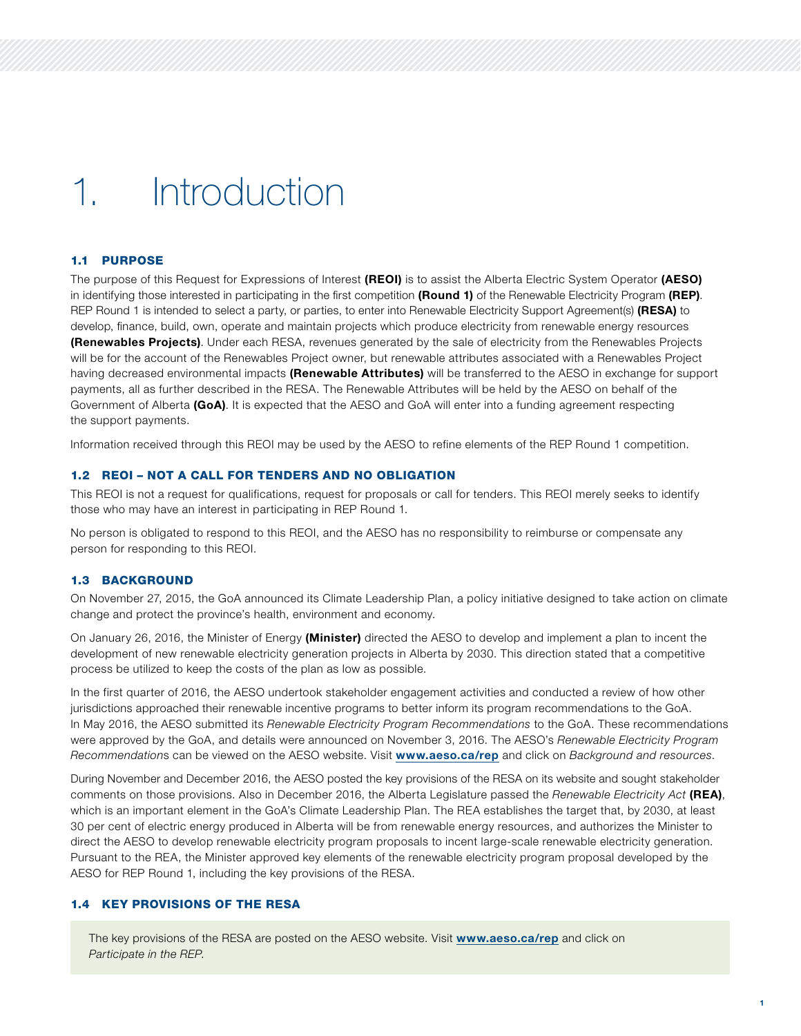# 1. Introduction

## 1.1 PURPOSE

The purpose of this Request for Expressions of Interest **(REOI)** is to assist the Alberta Electric System Operator **(AESO)** in identifying those interested in participating in the first competition **(Round 1)** of the Renewable Electricity Program **(REP)**. REP Round 1 is intended to select a party, or parties, to enter into Renewable Electricity Support Agreement(s) **(RESA)** to develop, finance, build, own, operate and maintain projects which produce electricity from renewable energy resources **(Renewables Projects)**. Under each RESA, revenues generated by the sale of electricity from the Renewables Projects will be for the account of the Renewables Project owner, but renewable attributes associated with a Renewables Project having decreased environmental impacts **(Renewable Attributes)** will be transferred to the AESO in exchange for support payments, all as further described in the RESA. The Renewable Attributes will be held by the AESO on behalf of the Government of Alberta **(GoA)**. It is expected that the AESO and GoA will enter into a funding agreement respecting the support payments.

Information received through this REOI may be used by the AESO to refine elements of the REP Round 1 competition.

## 1.2 REOI – NOT A CALL FOR TENDERS AND NO OBLIGATION

This REOI is not a request for qualifications, request for proposals or call for tenders. This REOI merely seeks to identify those who may have an interest in participating in REP Round 1.

No person is obligated to respond to this REOI, and the AESO has no responsibility to reimburse or compensate any person for responding to this REOI.

## 1.3 BACKGROUND

On November 27, 2015, the GoA announced its Climate Leadership Plan, a policy initiative designed to take action on climate change and protect the province's health, environment and economy.

On January 26, 2016, the Minister of Energy **(Minister)** directed the AESO to develop and implement a plan to incent the development of new renewable electricity generation projects in Alberta by 2030. This direction stated that a competitive process be utilized to keep the costs of the plan as low as possible.

In the first quarter of 2016, the AESO undertook stakeholder engagement activities and conducted a review of how other jurisdictions approached their renewable incentive programs to better inform its program recommendations to the GoA. In May 2016, the AESO submitted its *Renewable Electricity Program Recommendations* to the GoA. These recommendations were approved by the GoA, and details were announced on November 3, 2016. The AESO's *Renewable Electricity Program Recommendations* can be viewed on the AESO website. Visit **www.aeso.ca/rep** and click on *Background and resources*.

During November and December 2016, the AESO posted the key provisions of the RESA on its website and sought stakeholder comments on those provisions. Also in December 2016, the Alberta Legislature passed the *Renewable Electricity Act* **(REA)**, which is an important element in the GoA's Climate Leadership Plan. The REA establishes the target that, by 2030, at least 30 per cent of electric energy produced in Alberta will be from renewable energy resources, and authorizes the Minister to direct the AESO to develop renewable electricity program proposals to incent large-scale renewable electricity generation. Pursuant to the REA, the Minister approved key elements of the renewable electricity program proposal developed by the AESO for REP Round 1, including the key provisions of the RESA.

## 1.4 KEY PROVISIONS OF THE RESA

The key provisions of the RESA are posted on the AESO website. Visit **www.aeso.ca/rep** and click on *Participate in the REP*.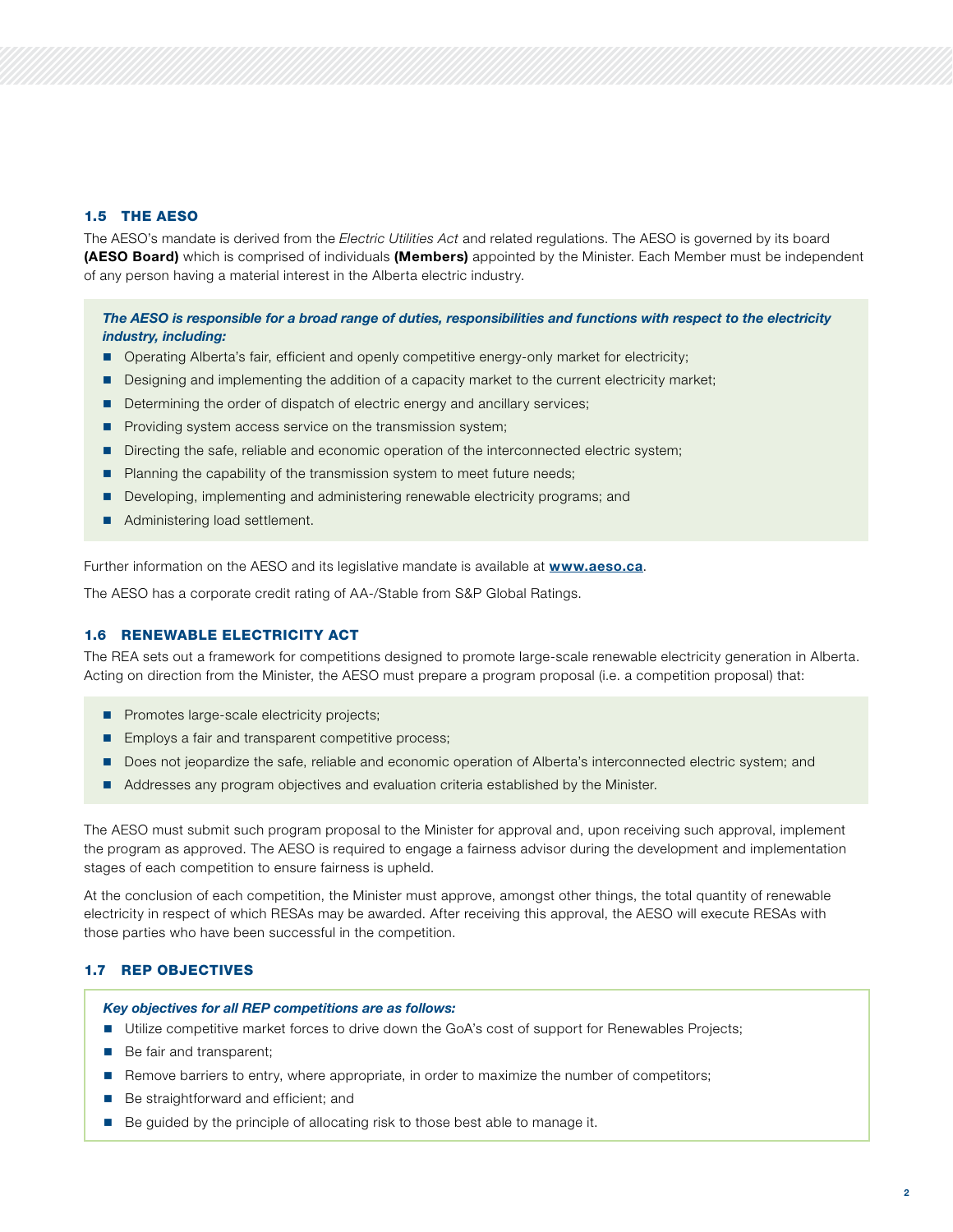## 1.5 THE AESO

The AESO's mandate is derived from the *Electric Utilities Act* and related regulations. The AESO is governed by its board **(AESO Board)** which is comprised of individuals **(Members)** appointed by the Minister. Each Member must be independent of any person having a material interest in the Alberta electric industry.

***The AESO is responsible for a broad range of duties, responsibilities and functions with respect to the electricity industry, including:***

- Operating Alberta's fair, efficient and openly competitive energy-only market for electricity;
- Designing and implementing the addition of a capacity market to the current electricity market;
- Determining the order of dispatch of electric energy and ancillary services;
- Providing system access service on the transmission system;
- Directing the safe, reliable and economic operation of the interconnected electric system;
- Planning the capability of the transmission system to meet future needs;
- Developing, implementing and administering renewable electricity programs; and
- Administering load settlement.

Further information on the AESO and its legislative mandate is available at **www.aeso.ca**.

The AESO has a corporate credit rating of AA-/Stable from S&P Global Ratings.

## 1.6 RENEWABLE ELECTRICITY ACT

The REA sets out a framework for competitions designed to promote large-scale renewable electricity generation in Alberta. Acting on direction from the Minister, the AESO must prepare a program proposal (i.e. a competition proposal) that:

- Promotes large-scale electricity projects;
- Employs a fair and transparent competitive process;
- Does not jeopardize the safe, reliable and economic operation of Alberta's interconnected electric system; and
- Addresses any program objectives and evaluation criteria established by the Minister.

The AESO must submit such program proposal to the Minister for approval and, upon receiving such approval, implement the program as approved. The AESO is required to engage a fairness advisor during the development and implementation stages of each competition to ensure fairness is upheld.

At the conclusion of each competition, the Minister must approve, amongst other things, the total quantity of renewable electricity in respect of which RESAs may be awarded. After receiving this approval, the AESO will execute RESAs with those parties who have been successful in the competition.

## 1.7 REP OBJECTIVES

***Key objectives for all REP competitions are as follows:***

- Utilize competitive market forces to drive down the GoA's cost of support for Renewables Projects;
- Be fair and transparent;
- Remove barriers to entry, where appropriate, in order to maximize the number of competitors;
- Be straightforward and efficient; and
- Be guided by the principle of allocating risk to those best able to manage it.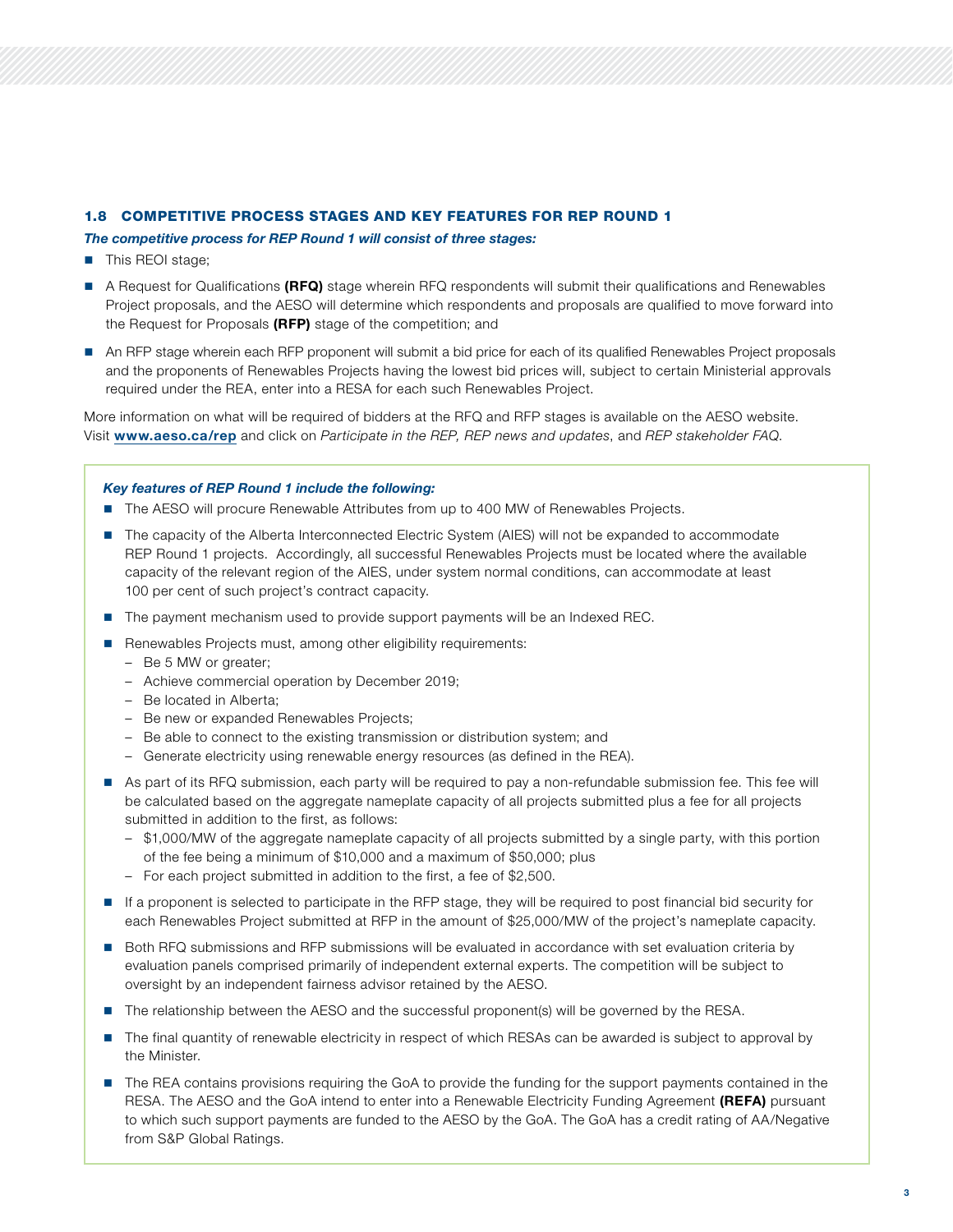## 1.8 COMPETITIVE PROCESS STAGES AND KEY FEATURES FOR REP ROUND 1

***The competitive process for REP Round 1 will consist of three stages:***

- This REOI stage;
- A Request for Qualifications **(RFQ)** stage wherein RFQ respondents will submit their qualifications and Renewables Project proposals, and the AESO will determine which respondents and proposals are qualified to move forward into the Request for Proposals **(RFP)** stage of the competition; and
- An RFP stage wherein each RFP proponent will submit a bid price for each of its qualified Renewables Project proposals and the proponents of Renewables Projects having the lowest bid prices will, subject to certain Ministerial approvals required under the REA, enter into a RESA for each such Renewables Project.

More information on what will be required of bidders at the RFQ and RFP stages is available on the AESO website. Visit **www.aeso.ca/rep** and click on *Participate in the REP, REP news and updates*, and *REP stakeholder FAQ*.

***Key features of REP Round 1 include the following:***

- The AESO will procure Renewable Attributes from up to 400 MW of Renewables Projects.
- The capacity of the Alberta Interconnected Electric System (AIES) will not be expanded to accommodate REP Round 1 projects. Accordingly, all successful Renewables Projects must be located where the available capacity of the relevant region of the AIES, under system normal conditions, can accommodate at least 100 per cent of such project's contract capacity.
- The payment mechanism used to provide support payments will be an Indexed REC.
- Renewables Projects must, among other eligibility requirements:
  - Be 5 MW or greater;
  - Achieve commercial operation by December 2019;
  - Be located in Alberta;
  - Be new or expanded Renewables Projects;
  - Be able to connect to the existing transmission or distribution system; and
  - Generate electricity using renewable energy resources (as defined in the REA).
- As part of its RFQ submission, each party will be required to pay a non-refundable submission fee. This fee will be calculated based on the aggregate nameplate capacity of all projects submitted plus a fee for all projects submitted in addition to the first, as follows:
  - $1,000/MW of the aggregate nameplate capacity of all projects submitted by a single party, with this portion of the fee being a minimum of $10,000 and a maximum of $50,000; plus
  - For each project submitted in addition to the first, a fee of $2,500.
- If a proponent is selected to participate in the RFP stage, they will be required to post financial bid security for each Renewables Project submitted at RFP in the amount of $25,000/MW of the project's nameplate capacity.
- Both RFQ submissions and RFP submissions will be evaluated in accordance with set evaluation criteria by evaluation panels comprised primarily of independent external experts. The competition will be subject to oversight by an independent fairness advisor retained by the AESO.
- The relationship between the AESO and the successful proponent(s) will be governed by the RESA.
- The final quantity of renewable electricity in respect of which RESAs can be awarded is subject to approval by the Minister.
- The REA contains provisions requiring the GoA to provide the funding for the support payments contained in the RESA. The AESO and the GoA intend to enter into a Renewable Electricity Funding Agreement **(REFA)** pursuant to which such support payments are funded to the AESO by the GoA. The GoA has a credit rating of AA/Negative from S&P Global Ratings.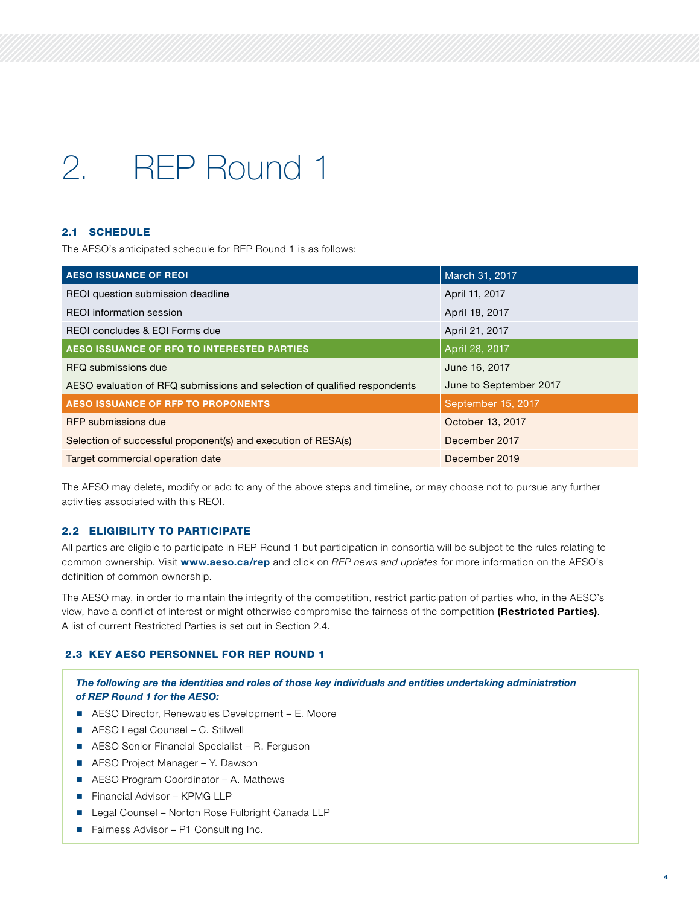// 2. REP Round 1

### 2.1 SCHEDULE

The AESO's anticipated schedule for REP Round 1 is as follows:

| **AESO ISSUANCE OF REOI** | March 31, 2017 |
|---|---|
| REOI question submission deadline | April 11, 2017 |
| REOI information session | April 18, 2017 |
| REOI concludes & EOI Forms due | April 21, 2017 |
| **AESO ISSUANCE OF RFQ TO INTERESTED PARTIES** | April 28, 2017 |
| RFQ submissions due | June 16, 2017 |
| AESO evaluation of RFQ submissions and selection of qualified respondents | June to September 2017 |
| **AESO ISSUANCE OF RFP TO PROPONENTS** | September 15, 2017 |
| RFP submissions due | October 13, 2017 |
| Selection of successful proponent(s) and execution of RESA(s) | December 2017 |
| Target commercial operation date | December 2019 |

The AESO may delete, modify or add to any of the above steps and timeline, or may choose not to pursue any further activities associated with this REOI.

### 2.2 ELIGIBILITY TO PARTICIPATE

All parties are eligible to participate in REP Round 1 but participation in consortia will be subject to the rules relating to common ownership. Visit **www.aeso.ca/rep** and click on *REP news and updates* for more information on the AESO's definition of common ownership.

The AESO may, in order to maintain the integrity of the competition, restrict participation of parties who, in the AESO's view, have a conflict of interest or might otherwise compromise the fairness of the competition **(Restricted Parties)**. A list of current Restricted Parties is set out in Section 2.4.

### 2.3 KEY AESO PERSONNEL FOR REP ROUND 1

***The following are the identities and roles of those key individuals and entities undertaking administration of REP Round 1 for the AESO:***

- AESO Director, Renewables Development – E. Moore
- AESO Legal Counsel – C. Stilwell
- AESO Senior Financial Specialist – R. Ferguson
- AESO Project Manager – Y. Dawson
- AESO Program Coordinator – A. Mathews
- Financial Advisor – KPMG LLP
- Legal Counsel – Norton Rose Fulbright Canada LLP
- Fairness Advisor – P1 Consulting Inc.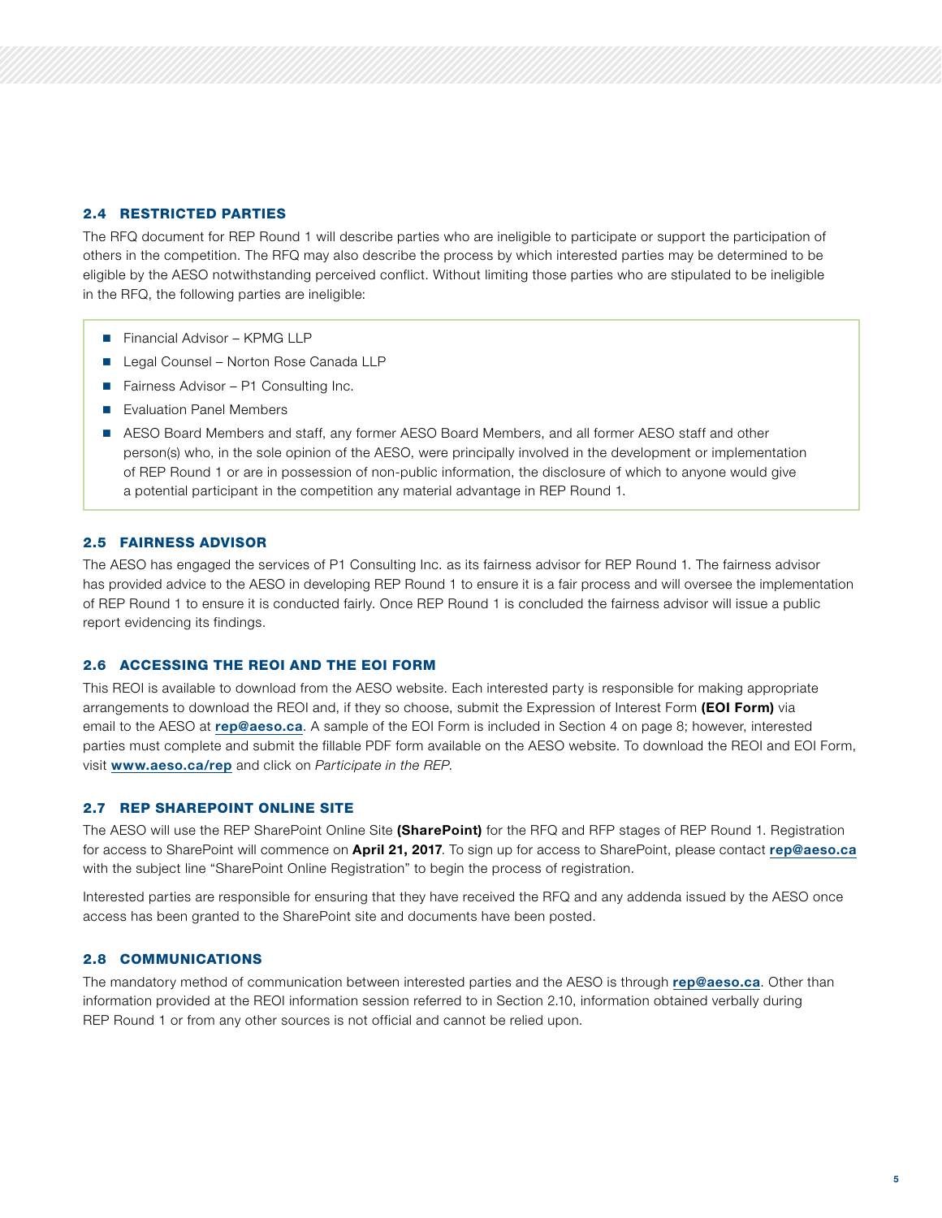### 2.4 RESTRICTED PARTIES

The RFQ document for REP Round 1 will describe parties who are ineligible to participate or support the participation of others in the competition. The RFQ may also describe the process by which interested parties may be determined to be eligible by the AESO notwithstanding perceived conflict. Without limiting those parties who are stipulated to be ineligible in the RFQ, the following parties are ineligible:

- Financial Advisor – KPMG LLP
- Legal Counsel – Norton Rose Canada LLP
- Fairness Advisor – P1 Consulting Inc.
- Evaluation Panel Members
- AESO Board Members and staff, any former AESO Board Members, and all former AESO staff and other person(s) who, in the sole opinion of the AESO, were principally involved in the development or implementation of REP Round 1 or are in possession of non-public information, the disclosure of which to anyone would give a potential participant in the competition any material advantage in REP Round 1.

### 2.5 FAIRNESS ADVISOR

The AESO has engaged the services of P1 Consulting Inc. as its fairness advisor for REP Round 1. The fairness advisor has provided advice to the AESO in developing REP Round 1 to ensure it is a fair process and will oversee the implementation of REP Round 1 to ensure it is conducted fairly. Once REP Round 1 is concluded the fairness advisor will issue a public report evidencing its findings.

### 2.6 ACCESSING THE REOI AND THE EOI FORM

This REOI is available to download from the AESO website. Each interested party is responsible for making appropriate arrangements to download the REOI and, if they so choose, submit the Expression of Interest Form **(EOI Form)** via email to the AESO at **rep@aeso.ca**. A sample of the EOI Form is included in Section 4 on page 8; however, interested parties must complete and submit the fillable PDF form available on the AESO website. To download the REOI and EOI Form, visit **www.aeso.ca/rep** and click on *Participate in the REP*.

### 2.7 REP SHAREPOINT ONLINE SITE

The AESO will use the REP SharePoint Online Site **(SharePoint)** for the RFQ and RFP stages of REP Round 1. Registration for access to SharePoint will commence on **April 21, 2017**. To sign up for access to SharePoint, please contact **rep@aeso.ca** with the subject line "SharePoint Online Registration" to begin the process of registration.

Interested parties are responsible for ensuring that they have received the RFQ and any addenda issued by the AESO once access has been granted to the SharePoint site and documents have been posted.

### 2.8 COMMUNICATIONS

The mandatory method of communication between interested parties and the AESO is through **rep@aeso.ca**. Other than information provided at the REOI information session referred to in Section 2.10, information obtained verbally during REP Round 1 or from any other sources is not official and cannot be relied upon.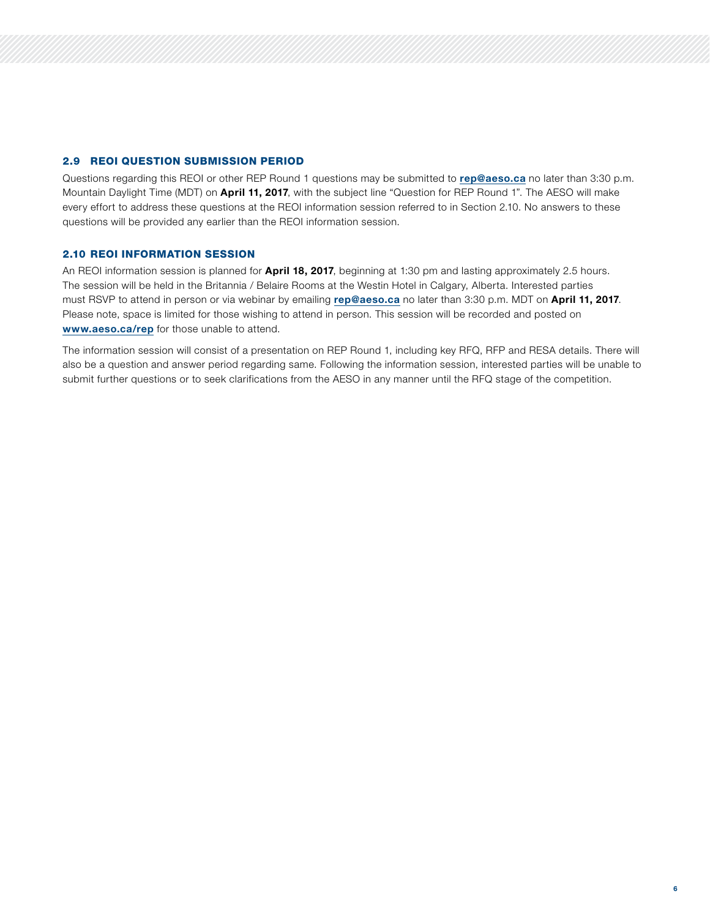### 2.9 REOI QUESTION SUBMISSION PERIOD

Questions regarding this REOI or other REP Round 1 questions may be submitted to **rep@aeso.ca** no later than 3:30 p.m. Mountain Daylight Time (MDT) on **April 11, 2017**, with the subject line "Question for REP Round 1". The AESO will make every effort to address these questions at the REOI information session referred to in Section 2.10. No answers to these questions will be provided any earlier than the REOI information session.

### 2.10 REOI INFORMATION SESSION

An REOI information session is planned for **April 18, 2017**, beginning at 1:30 pm and lasting approximately 2.5 hours. The session will be held in the Britannia / Belaire Rooms at the Westin Hotel in Calgary, Alberta. Interested parties must RSVP to attend in person or via webinar by emailing **rep@aeso.ca** no later than 3:30 p.m. MDT on **April 11, 2017**. Please note, space is limited for those wishing to attend in person. This session will be recorded and posted on **www.aeso.ca/rep** for those unable to attend.

The information session will consist of a presentation on REP Round 1, including key RFQ, RFP and RESA details. There will also be a question and answer period regarding same. Following the information session, interested parties will be unable to submit further questions or to seek clarifications from the AESO in any manner until the RFQ stage of the competition.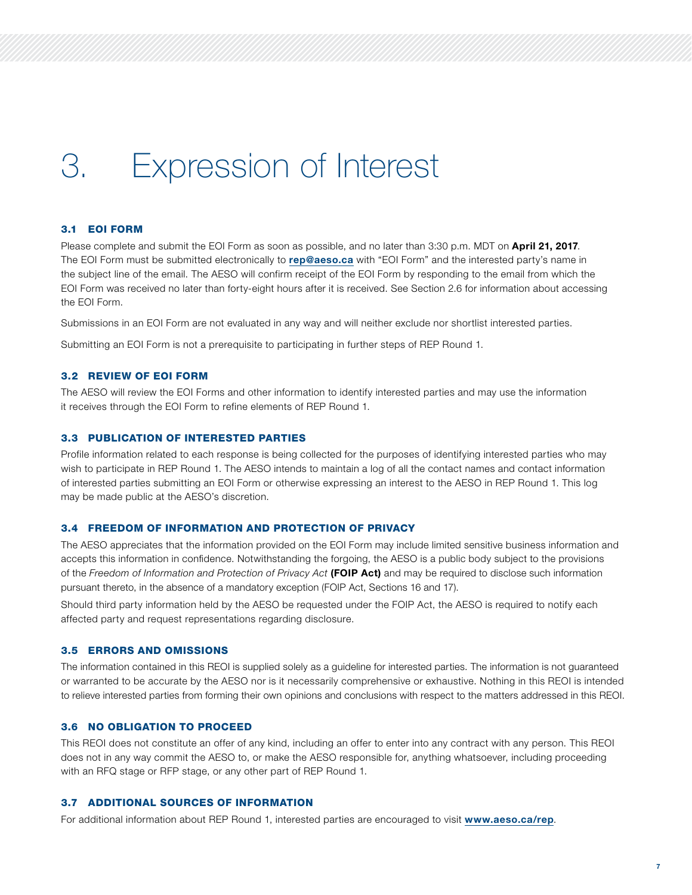# 3. Expression of Interest

### 3.1 EOI FORM

Please complete and submit the EOI Form as soon as possible, and no later than 3:30 p.m. MDT on **April 21, 2017**. The EOI Form must be submitted electronically to **rep@aeso.ca** with "EOI Form" and the interested party's name in the subject line of the email. The AESO will confirm receipt of the EOI Form by responding to the email from which the EOI Form was received no later than forty-eight hours after it is received. See Section 2.6 for information about accessing the EOI Form.

Submissions in an EOI Form are not evaluated in any way and will neither exclude nor shortlist interested parties.

Submitting an EOI Form is not a prerequisite to participating in further steps of REP Round 1.

### 3.2 REVIEW OF EOI FORM

The AESO will review the EOI Forms and other information to identify interested parties and may use the information it receives through the EOI Form to refine elements of REP Round 1.

### 3.3 PUBLICATION OF INTERESTED PARTIES

Profile information related to each response is being collected for the purposes of identifying interested parties who may wish to participate in REP Round 1. The AESO intends to maintain a log of all the contact names and contact information of interested parties submitting an EOI Form or otherwise expressing an interest to the AESO in REP Round 1. This log may be made public at the AESO's discretion.

### 3.4 FREEDOM OF INFORMATION AND PROTECTION OF PRIVACY

The AESO appreciates that the information provided on the EOI Form may include limited sensitive business information and accepts this information in confidence. Notwithstanding the forgoing, the AESO is a public body subject to the provisions of the *Freedom of Information and Protection of Privacy Act* **(FOIP Act)** and may be required to disclose such information pursuant thereto, in the absence of a mandatory exception (FOIP Act, Sections 16 and 17).

Should third party information held by the AESO be requested under the FOIP Act, the AESO is required to notify each affected party and request representations regarding disclosure.

### 3.5 ERRORS AND OMISSIONS

The information contained in this REOI is supplied solely as a guideline for interested parties. The information is not guaranteed or warranted to be accurate by the AESO nor is it necessarily comprehensive or exhaustive. Nothing in this REOI is intended to relieve interested parties from forming their own opinions and conclusions with respect to the matters addressed in this REOI.

### 3.6 NO OBLIGATION TO PROCEED

This REOI does not constitute an offer of any kind, including an offer to enter into any contract with any person. This REOI does not in any way commit the AESO to, or make the AESO responsible for, anything whatsoever, including proceeding with an RFQ stage or RFP stage, or any other part of REP Round 1.

### 3.7 ADDITIONAL SOURCES OF INFORMATION

For additional information about REP Round 1, interested parties are encouraged to visit **www.aeso.ca/rep**.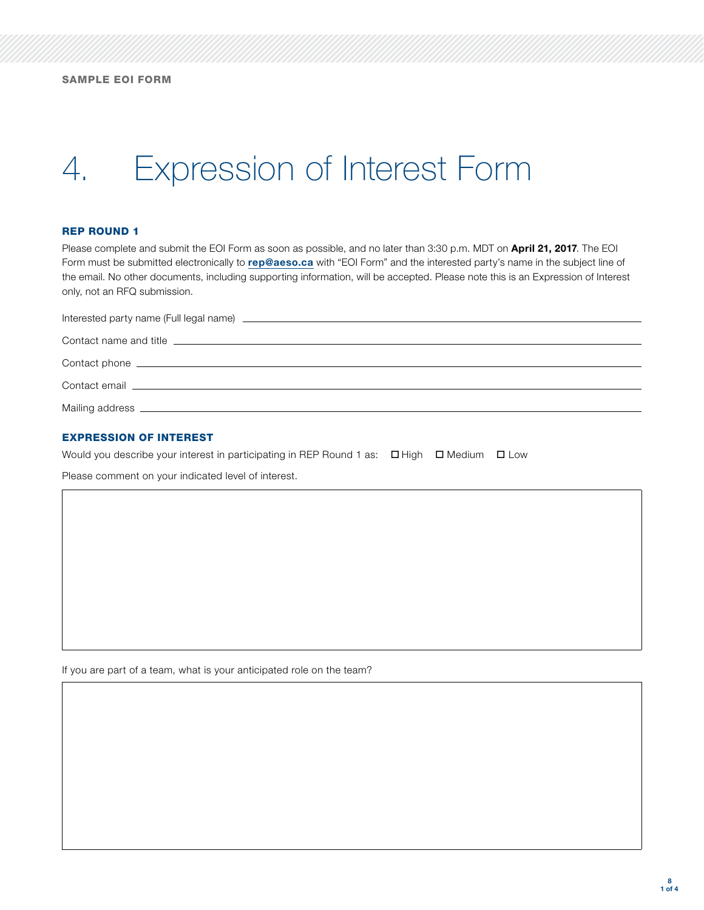SAMPLE EOI FORM

# 4. Expression of Interest Form

### REP ROUND 1

Please complete and submit the EOI Form as soon as possible, and no later than 3:30 p.m. MDT on **April 21, 2017**. The EOI Form must be submitted electronically to **rep@aeso.ca** with "EOI Form" and the interested party's name in the subject line of the email. No other documents, including supporting information, will be accepted. Please note this is an Expression of Interest only, not an RFQ submission.

Interested party name (Full legal name) \_\_\_\_\_\_\_\_\_\_\_\_\_\_\_\_\_\_\_\_\_\_\_\_\_\_\_\_\_\_

Contact name and title \_\_\_\_\_\_\_\_\_\_\_\_\_\_\_\_\_\_\_\_\_\_\_\_\_\_\_\_\_\_

Contact phone \_\_\_\_\_\_\_\_\_\_\_\_\_\_\_\_\_\_\_\_\_\_\_\_\_\_\_\_\_\_

Contact email \_\_\_\_\_\_\_\_\_\_\_\_\_\_\_\_\_\_\_\_\_\_\_\_\_\_\_\_\_\_

Mailing address \_\_\_\_\_\_\_\_\_\_\_\_\_\_\_\_\_\_\_\_\_\_\_\_\_\_\_\_\_\_

### EXPRESSION OF INTEREST

Would you describe your interest in participating in REP Round 1 as: ☐ High ☐ Medium ☐ Low

Please comment on your indicated level of interest.

If you are part of a team, what is your anticipated role on the team?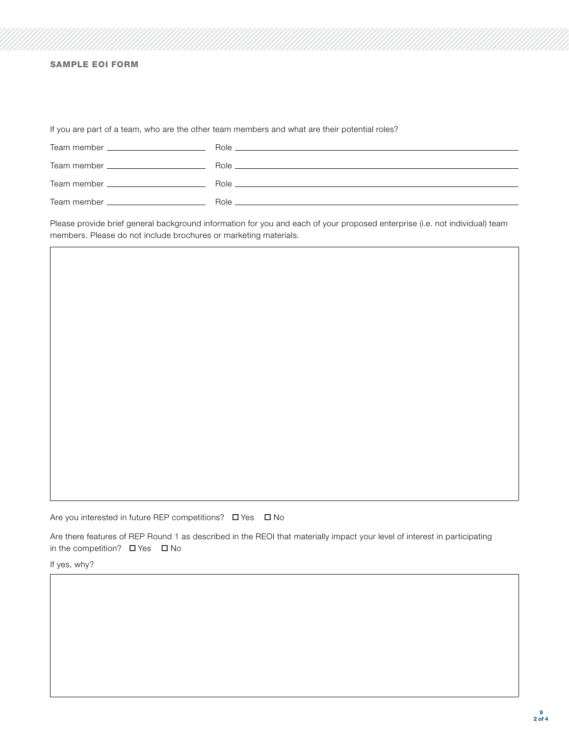**SAMPLE EOI FORM**

If you are part of a team, who are the other team members and what are their potential roles?

Team member ______________________ Role ______________________________________________

Team member ______________________ Role ______________________________________________

Team member ______________________ Role ______________________________________________

Team member ______________________ Role ______________________________________________

Please provide brief general background information for you and each of your proposed enterprise (i.e. not individual) team members. Please do not include brochures or marketing materials.

Are you interested in future REP competitions? ☐ Yes ☐ No

Are there features of REP Round 1 as described in the REOI that materially impact your level of interest in participating in the competition? ☐ Yes ☐ No

If yes, why?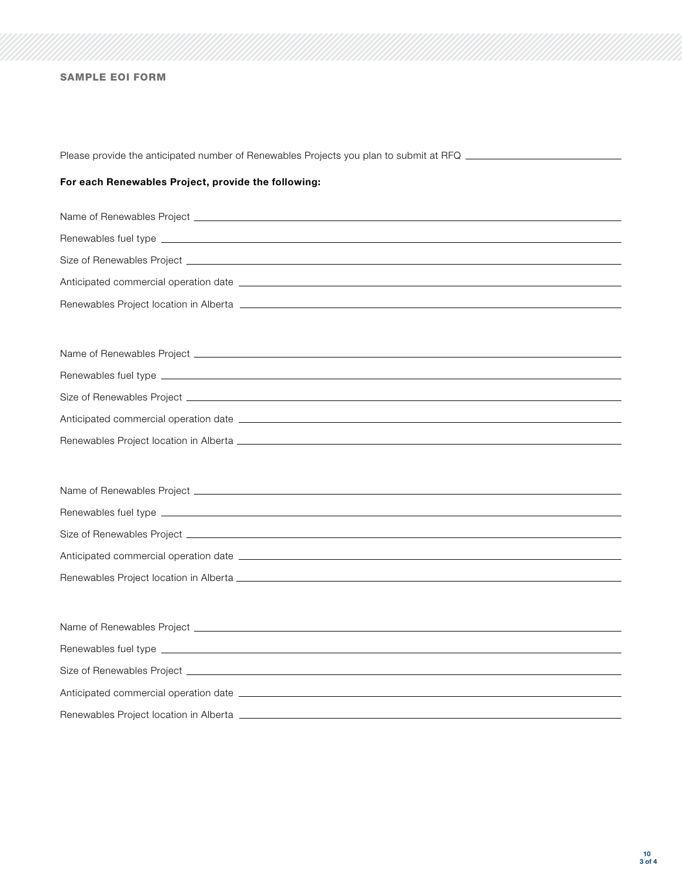**SAMPLE EOI FORM**

Please provide the anticipated number of Renewables Projects you plan to submit at RFQ ______________________

**For each Renewables Project, provide the following:**

Name of Renewables Project ______________________

Renewables fuel type ______________________

Size of Renewables Project ______________________

Anticipated commercial operation date ______________________

Renewables Project location in Alberta ______________________

Name of Renewables Project ______________________

Renewables fuel type ______________________

Size of Renewables Project ______________________

Anticipated commercial operation date ______________________

Renewables Project location in Alberta ______________________

Name of Renewables Project ______________________

Renewables fuel type ______________________

Size of Renewables Project ______________________

Anticipated commercial operation date ______________________

Renewables Project location in Alberta ______________________

Name of Renewables Project ______________________

Renewables fuel type ______________________

Size of Renewables Project ______________________

Anticipated commercial operation date ______________________

Renewables Project location in Alberta ______________________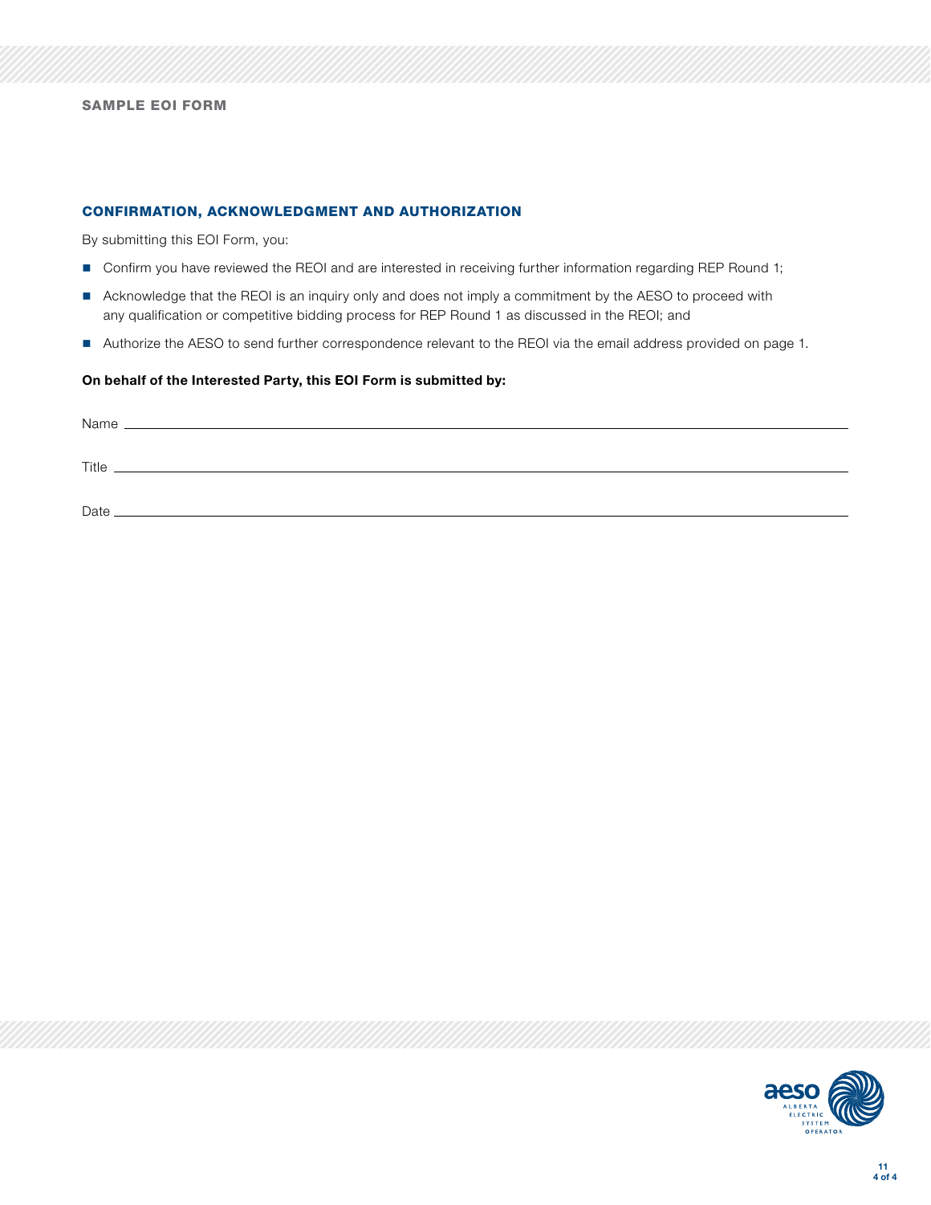SAMPLE EOI FORM

## CONFIRMATION, ACKNOWLEDGMENT AND AUTHORIZATION

By submitting this EOI Form, you:

- Confirm you have reviewed the REOI and are interested in receiving further information regarding REP Round 1;
- Acknowledge that the REOI is an inquiry only and does not imply a commitment by the AESO to proceed with any qualification or competitive bidding process for REP Round 1 as discussed in the REOI; and
- Authorize the AESO to send further correspondence relevant to the REOI via the email address provided on page 1.

**On behalf of the Interested Party, this EOI Form is submitted by:**

Name ______________________________

Title ______________________________

Date ______________________________